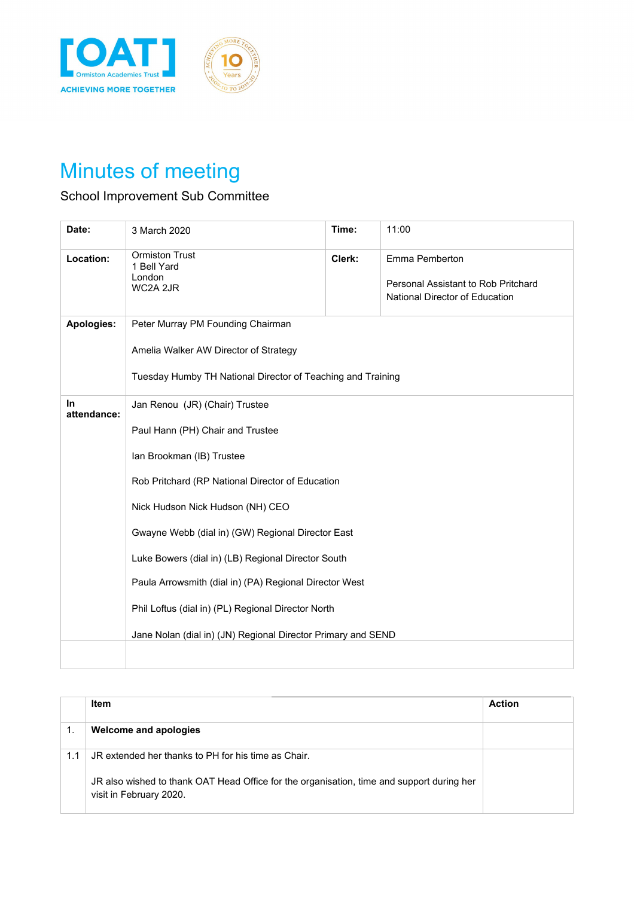# Minutes of meeting

School Improvement Sub Committee

| | | | |
|---|---|---|---|
| **Date:** | 3 March 2020 | **Time:** | 11:00 |
| **Location:** | Ormiston Trust<br>1 Bell Yard<br>London<br>WC2A 2JR | **Clerk:** | Emma Pemberton<br><br>Personal Assistant to Rob Pritchard National Director of Education |
| **Apologies:** | Peter Murray PM Founding Chairman<br><br>Amelia Walker AW Director of Strategy<br><br>Tuesday Humby TH National Director of Teaching and Training | | |
| **In attendance:** | Jan Renou (JR) (Chair) Trustee<br><br>Paul Hann (PH) Chair and Trustee<br><br>Ian Brookman (IB) Trustee<br><br>Rob Pritchard (RP National Director of Education<br><br>Nick Hudson Nick Hudson (NH) CEO<br><br>Gwayne Webb (dial in) (GW) Regional Director East<br><br>Luke Bowers (dial in) (LB) Regional Director South<br><br>Paula Arrowsmith (dial in) (PA) Regional Director West<br><br>Phil Loftus (dial in) (PL) Regional Director North<br><br>Jane Nolan (dial in) (JN) Regional Director Primary and SEND | | |
| | | | |

| | Item | Action |
|---|---|---|
| 1. | **Welcome and apologies** | |
| 1.1 | JR extended her thanks to PH for his time as Chair.<br><br>JR also wished to thank OAT Head Office for the organisation, time and support during her visit in February 2020. | |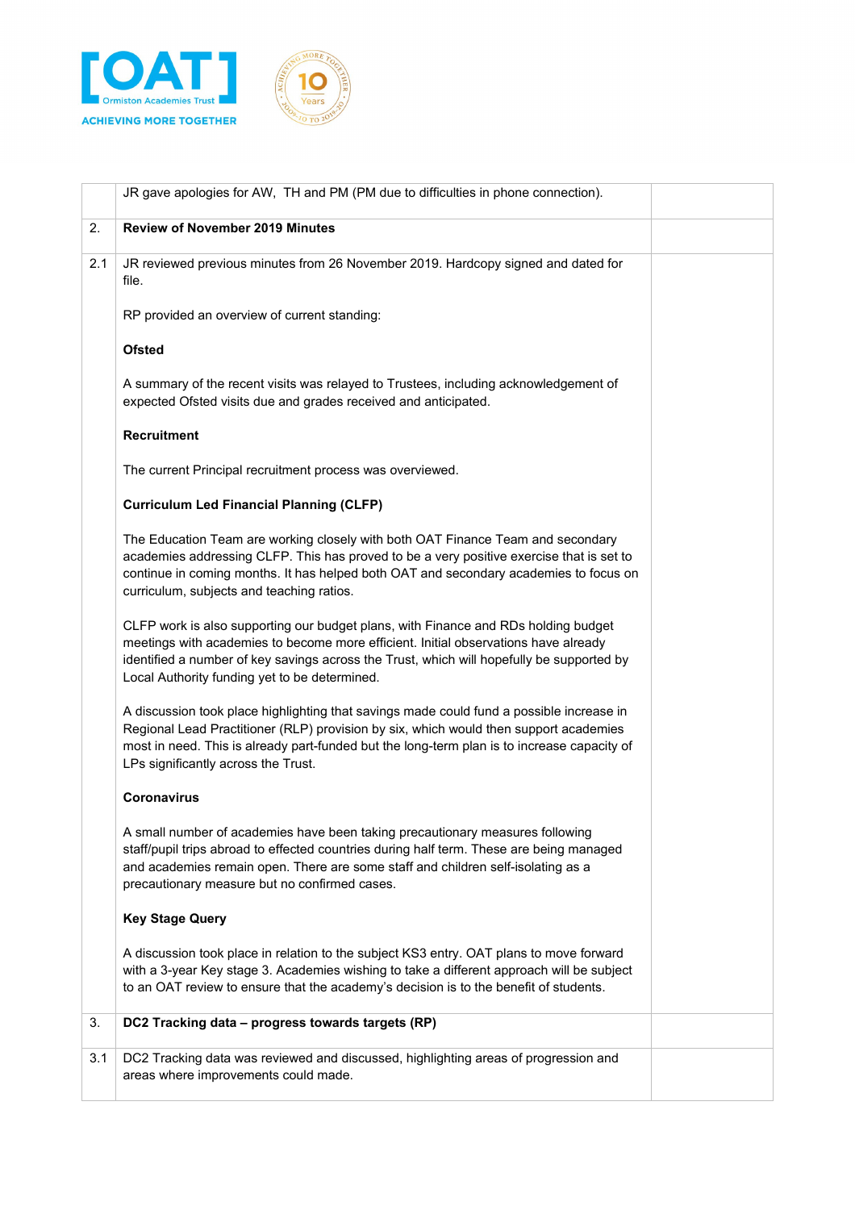| | | |
|---|---|---|
| | JR gave apologies for AW, TH and PM (PM due to difficulties in phone connection). | |
| 2. | **Review of November 2019 Minutes** | |
| 2.1 | JR reviewed previous minutes from 26 November 2019. Hardcopy signed and dated for file.<br><br>RP provided an overview of current standing:<br><br>**Ofsted**<br><br>A summary of the recent visits was relayed to Trustees, including acknowledgement of expected Ofsted visits due and grades received and anticipated.<br><br>**Recruitment**<br><br>The current Principal recruitment process was overviewed.<br><br>**Curriculum Led Financial Planning (CLFP)**<br><br>The Education Team are working closely with both OAT Finance Team and secondary academies addressing CLFP. This has proved to be a very positive exercise that is set to continue in coming months. It has helped both OAT and secondary academies to focus on curriculum, subjects and teaching ratios.<br><br>CLFP work is also supporting our budget plans, with Finance and RDs holding budget meetings with academies to become more efficient. Initial observations have already identified a number of key savings across the Trust, which will hopefully be supported by Local Authority funding yet to be determined.<br><br>A discussion took place highlighting that savings made could fund a possible increase in Regional Lead Practitioner (RLP) provision by six, which would then support academies most in need. This is already part-funded but the long-term plan is to increase capacity of LPs significantly across the Trust.<br><br>**Coronavirus**<br><br>A small number of academies have been taking precautionary measures following staff/pupil trips abroad to effected countries during half term. These are being managed and academies remain open. There are some staff and children self-isolating as a precautionary measure but no confirmed cases.<br><br>**Key Stage Query**<br><br>A discussion took place in relation to the subject KS3 entry. OAT plans to move forward with a 3-year Key stage 3. Academies wishing to take a different approach will be subject to an OAT review to ensure that the academy's decision is to the benefit of students. | |
| 3. | **DC2 Tracking data – progress towards targets (RP)** | |
| 3.1 | DC2 Tracking data was reviewed and discussed, highlighting areas of progression and areas where improvements could made. | |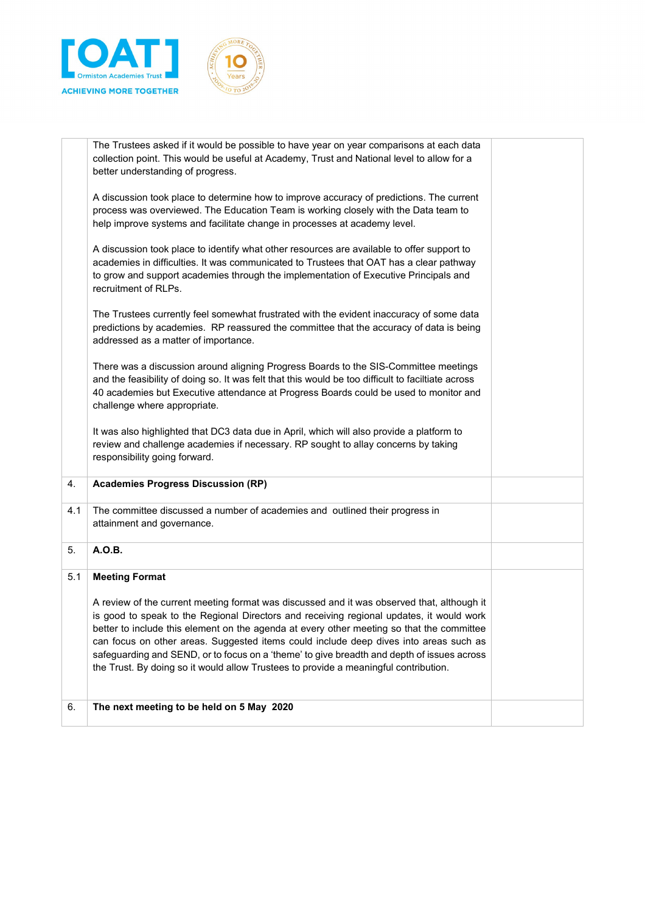| | | |
|---|---|---|
| | The Trustees asked if it would be possible to have year on year comparisons at each data collection point. This would be useful at Academy, Trust and National level to allow for a better understanding of progress.<br><br>A discussion took place to determine how to improve accuracy of predictions. The current process was overviewed. The Education Team is working closely with the Data team to help improve systems and facilitate change in processes at academy level.<br><br>A discussion took place to identify what other resources are available to offer support to academies in difficulties. It was communicated to Trustees that OAT has a clear pathway to grow and support academies through the implementation of Executive Principals and recruitment of RLPs.<br><br>The Trustees currently feel somewhat frustrated with the evident inaccuracy of some data predictions by academies. RP reassured the committee that the accuracy of data is being addressed as a matter of importance.<br><br>There was a discussion around aligning Progress Boards to the SIS-Committee meetings and the feasibility of doing so. It was felt that this would be too difficult to faciltiate across 40 academies but Executive attendance at Progress Boards could be used to monitor and challenge where appropriate.<br><br>It was also highlighted that DC3 data due in April, which will also provide a platform to review and challenge academies if necessary. RP sought to allay concerns by taking responsibility going forward. | |
| 4. | **Academies Progress Discussion (RP)** | |
| 4.1 | The committee discussed a number of academies and outlined their progress in attainment and governance. | |
| 5. | **A.O.B.** | |
| 5.1 | **Meeting Format**<br><br>A review of the current meeting format was discussed and it was observed that, although it is good to speak to the Regional Directors and receiving regional updates, it would work better to include this element on the agenda at every other meeting so that the committee can focus on other areas. Suggested items could include deep dives into areas such as safeguarding and SEND, or to focus on a 'theme' to give breadth and depth of issues across the Trust. By doing so it would allow Trustees to provide a meaningful contribution. | |
| 6. | **The next meeting to be held on 5 May 2020** | |